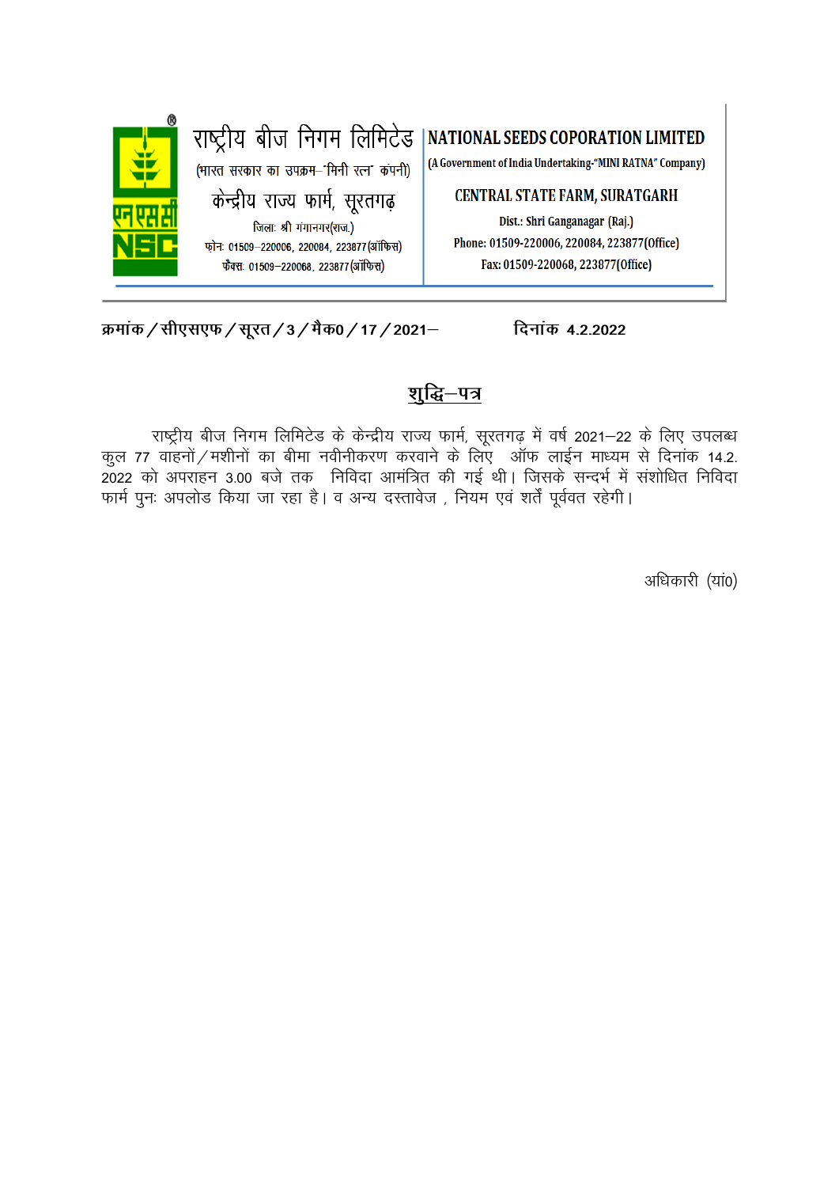# राष्ट्रीय बीज निगम लिमिटेड

(भारत सरकार का उपक्रम–'मिनी रत्न' कंपनी)

## केन्द्रीय राज्य फार्म, सूरतगढ़

जिलाः श्री गंगानगर(राज.)

फोनः 01509–220006, 220084, 223877(ऑफिस)

फैक्सः 01509–220068, 223877(ऑफिस)

# NATIONAL SEEDS COPORATION LIMITED

(A Government of India Undertaking-"MINI RATNA" Company)

## CENTRAL STATE FARM, SURATGARH

Dist.: Shri Ganganagar (Raj.)

Phone: 01509-220006, 220084, 223877(Office)

Fax: 01509-220068, 223877(Office)

---

**क्रमांक / सीएसएफ / सूरत / 3 / मैक0 / 17 / 2021–** **दिनांक 4.2.2022**

## <u>शुद्धि–पत्र</u>

राष्ट्रीय बीज निगम लिमिटेड के केन्द्रीय राज्य फार्म, सूरतगढ़ में वर्ष 2021–22 के लिए उपलब्ध कुल 77 वाहनों / मशीनों का बीमा नवीनीकरण करवाने के लिए ऑफ लाईन माध्यम से दिनांक 14.2. 2022 को अपराहन 3.00 बजे तक निविदा आमंत्रित की गई थी। जिसके सन्दर्भ में संशोधित निविदा फार्म पुनः अपलोड किया जा रहा है। व अन्य दस्तावेज , नियम एवं शर्तें पूर्ववत रहेगी।

अधिकारी (यां0)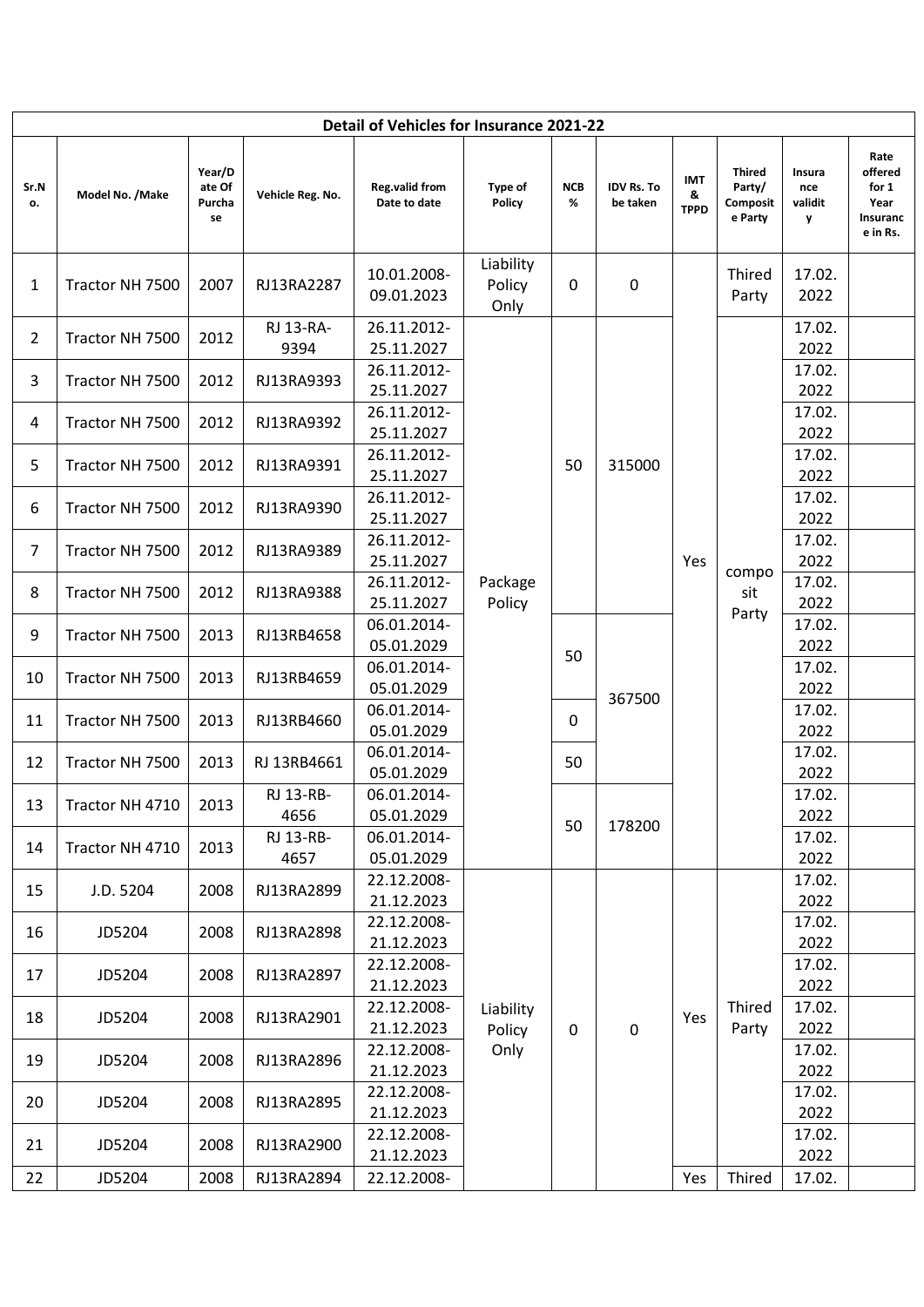| Detail of Vehicles for Insurance 2021-22 | | | | | | | | | | | |
|---|---|---|---|---|---|---|---|---|---|---|---|
| Sr.No. | Model No. /Make | Year/Date Of Purchase | Vehicle Reg. No. | Reg.valid from Date to date | Type of Policy | NCB % | IDV Rs. To be taken | IMT & TPPD | Thired Party/ Composite Party | Insurance validity | Rate offered for 1 Year Insurance in Rs. |
| 1 | Tractor NH 7500 | 2007 | RJ13RA2287 | 10.01.2008-09.01.2023 | Liability Policy Only | 0 | 0 | Yes | Thired Party | 17.02.2022 | |
| 2 | Tractor NH 7500 | 2012 | RJ 13-RA-9394 | 26.11.2012-25.11.2027 | Package Policy | 50 | 315000 | Yes | composit Party | 17.02.2022 | |
| 3 | Tractor NH 7500 | 2012 | RJ13RA9393 | 26.11.2012-25.11.2027 | Package Policy | 50 | 315000 | Yes | composit Party | 17.02.2022 | |
| 4 | Tractor NH 7500 | 2012 | RJ13RA9392 | 26.11.2012-25.11.2027 | Package Policy | 50 | 315000 | Yes | composit Party | 17.02.2022 | |
| 5 | Tractor NH 7500 | 2012 | RJ13RA9391 | 26.11.2012-25.11.2027 | Package Policy | 50 | 315000 | Yes | composit Party | 17.02.2022 | |
| 6 | Tractor NH 7500 | 2012 | RJ13RA9390 | 26.11.2012-25.11.2027 | Package Policy | 50 | 315000 | Yes | composit Party | 17.02.2022 | |
| 7 | Tractor NH 7500 | 2012 | RJ13RA9389 | 26.11.2012-25.11.2027 | Package Policy | 50 | 315000 | Yes | composit Party | 17.02.2022 | |
| 8 | Tractor NH 7500 | 2012 | RJ13RA9388 | 26.11.2012-25.11.2027 | Package Policy | 50 | 315000 | Yes | composit Party | 17.02.2022 | |
| 9 | Tractor NH 7500 | 2013 | RJ13RB4658 | 06.01.2014-05.01.2029 | Package Policy | 50 | 367500 | Yes | composit Party | 17.02.2022 | |
| 10 | Tractor NH 7500 | 2013 | RJ13RB4659 | 06.01.2014-05.01.2029 | Package Policy | 50 | 367500 | Yes | composit Party | 17.02.2022 | |
| 11 | Tractor NH 7500 | 2013 | RJ13RB4660 | 06.01.2014-05.01.2029 | Package Policy | 0 | 367500 | Yes | composit Party | 17.02.2022 | |
| 12 | Tractor NH 7500 | 2013 | RJ 13RB4661 | 06.01.2014-05.01.2029 | Package Policy | 50 | 367500 | Yes | composit Party | 17.02.2022 | |
| 13 | Tractor NH 4710 | 2013 | RJ 13-RB-4656 | 06.01.2014-05.01.2029 | Package Policy | 50 | 178200 | Yes | composit Party | 17.02.2022 | |
| 14 | Tractor NH 4710 | 2013 | RJ 13-RB-4657 | 06.01.2014-05.01.2029 | Package Policy | 50 | 178200 | Yes | composit Party | 17.02.2022 | |
| 15 | J.D. 5204 | 2008 | RJ13RA2899 | 22.12.2008-21.12.2023 | Liability Policy Only | 0 | 0 | Yes | Thired Party | 17.02.2022 | |
| 16 | JD5204 | 2008 | RJ13RA2898 | 22.12.2008-21.12.2023 | Liability Policy Only | 0 | 0 | Yes | Thired Party | 17.02.2022 | |
| 17 | JD5204 | 2008 | RJ13RA2897 | 22.12.2008-21.12.2023 | Liability Policy Only | 0 | 0 | Yes | Thired Party | 17.02.2022 | |
| 18 | JD5204 | 2008 | RJ13RA2901 | 22.12.2008-21.12.2023 | Liability Policy Only | 0 | 0 | Yes | Thired Party | 17.02.2022 | |
| 19 | JD5204 | 2008 | RJ13RA2896 | 22.12.2008-21.12.2023 | Liability Policy Only | 0 | 0 | Yes | Thired Party | 17.02.2022 | |
| 20 | JD5204 | 2008 | RJ13RA2895 | 22.12.2008-21.12.2023 | Liability Policy Only | 0 | 0 | Yes | Thired Party | 17.02.2022 | |
| 21 | JD5204 | 2008 | RJ13RA2900 | 22.12.2008-21.12.2023 | Liability Policy Only | 0 | 0 | Yes | Thired Party | 17.02.2022 | |
| 22 | JD5204 | 2008 | RJ13RA2894 | 22.12.2008- | | | | Yes | Thired | 17.02. | |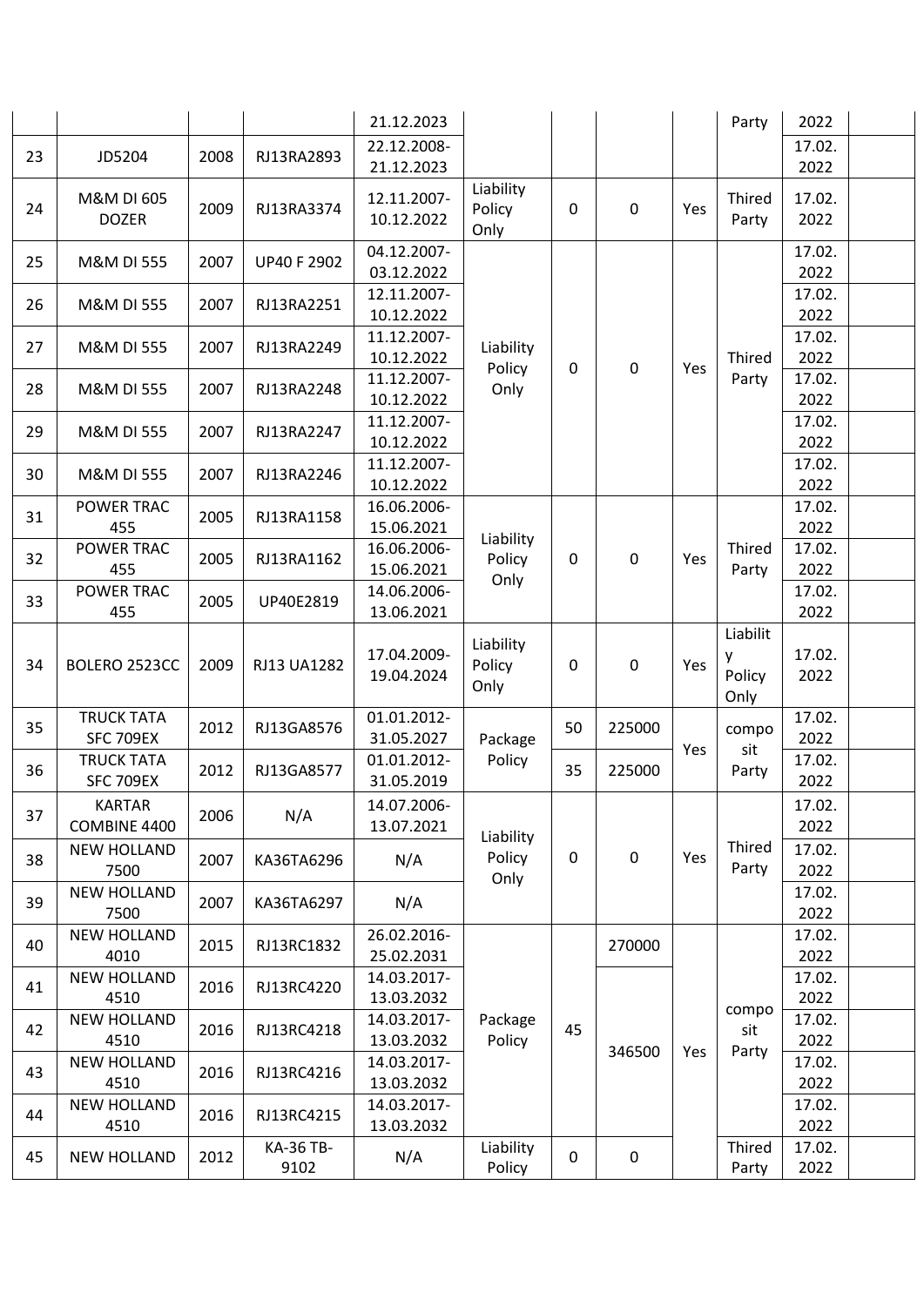| | | | | 21.12.2023 | | | | | Party | 2022 | |
|---|---|---|---|---|---|---|---|---|---|---|---|
| 23 | JD5204 | 2008 | RJ13RA2893 | 22.12.2008-21.12.2023 | | | | | | 17.02.2022 | |
| 24 | M&M DI 605 DOZER | 2009 | RJ13RA3374 | 12.11.2007-10.12.2022 | Liability Policy Only | 0 | 0 | Yes | Thired Party | 17.02.2022 | |
| 25 | M&M DI 555 | 2007 | UP40 F 2902 | 04.12.2007-03.12.2022 | Liability Policy Only | 0 | 0 | Yes | Thired Party | 17.02.2022 | |
| 26 | M&M DI 555 | 2007 | RJ13RA2251 | 12.11.2007-10.12.2022 | | | | | | 17.02.2022 | |
| 27 | M&M DI 555 | 2007 | RJ13RA2249 | 11.12.2007-10.12.2022 | | | | | | 17.02.2022 | |
| 28 | M&M DI 555 | 2007 | RJ13RA2248 | 11.12.2007-10.12.2022 | | | | | | 17.02.2022 | |
| 29 | M&M DI 555 | 2007 | RJ13RA2247 | 11.12.2007-10.12.2022 | | | | | | 17.02.2022 | |
| 30 | M&M DI 555 | 2007 | RJ13RA2246 | 11.12.2007-10.12.2022 | | | | | | 17.02.2022 | |
| 31 | POWER TRAC 455 | 2005 | RJ13RA1158 | 16.06.2006-15.06.2021 | Liability Policy Only | 0 | 0 | Yes | Thired Party | 17.02.2022 | |
| 32 | POWER TRAC 455 | 2005 | RJ13RA1162 | 16.06.2006-15.06.2021 | | | | | | 17.02.2022 | |
| 33 | POWER TRAC 455 | 2005 | UP40E2819 | 14.06.2006-13.06.2021 | | | | | | 17.02.2022 | |
| 34 | BOLERO 2523CC | 2009 | RJ13 UA1282 | 17.04.2009-19.04.2024 | Liability Policy Only | 0 | 0 | Yes | Liability Policy Only | 17.02.2022 | |
| 35 | TRUCK TATA SFC 709EX | 2012 | RJ13GA8576 | 01.01.2012-31.05.2027 | Package Policy | 50 | 225000 | Yes | composit Party | 17.02.2022 | |
| 36 | TRUCK TATA SFC 709EX | 2012 | RJ13GA8577 | 01.01.2012-31.05.2019 | | 35 | 225000 | | | 17.02.2022 | |
| 37 | KARTAR COMBINE 4400 | 2006 | N/A | 14.07.2006-13.07.2021 | Liability Policy Only | 0 | 0 | Yes | Thired Party | 17.02.2022 | |
| 38 | NEW HOLLAND 7500 | 2007 | KA36TA6296 | N/A | | | | | | 17.02.2022 | |
| 39 | NEW HOLLAND 7500 | 2007 | KA36TA6297 | N/A | | | | | | 17.02.2022 | |
| 40 | NEW HOLLAND 4010 | 2015 | RJ13RC1832 | 26.02.2016-25.02.2031 | Package Policy | 45 | 270000 | Yes | composit Party | 17.02.2022 | |
| 41 | NEW HOLLAND 4510 | 2016 | RJ13RC4220 | 14.03.2017-13.03.2032 | | | 346500 | | | 17.02.2022 | |
| 42 | NEW HOLLAND 4510 | 2016 | RJ13RC4218 | 14.03.2017-13.03.2032 | | | | | | 17.02.2022 | |
| 43 | NEW HOLLAND 4510 | 2016 | RJ13RC4216 | 14.03.2017-13.03.2032 | | | | | | 17.02.2022 | |
| 44 | NEW HOLLAND 4510 | 2016 | RJ13RC4215 | 14.03.2017-13.03.2032 | | | | | | 17.02.2022 | |
| 45 | NEW HOLLAND | 2012 | KA-36 TB-9102 | N/A | Liability Policy | 0 | 0 | | Thired Party | 17.02.2022 | |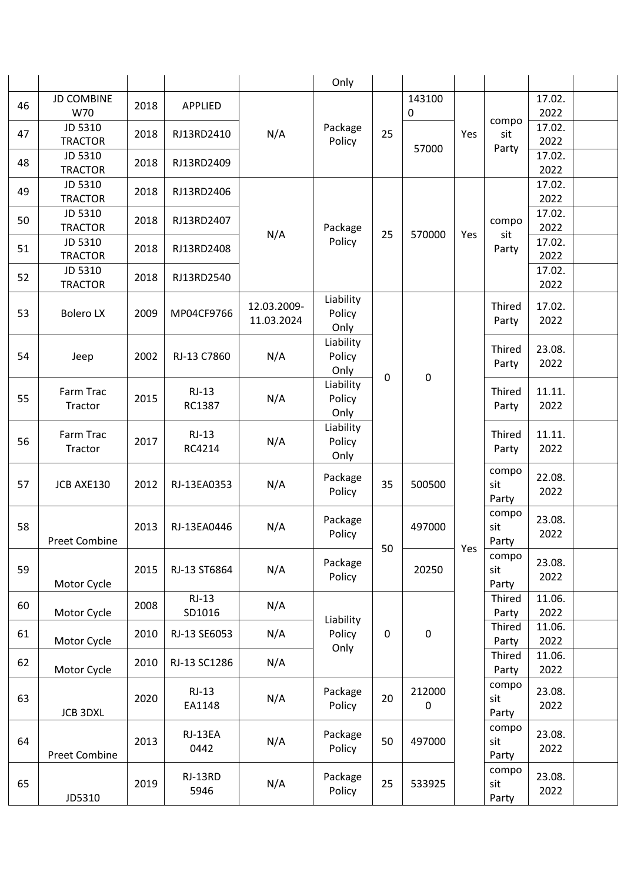| | | | | | Only | | | | | | |
|---|---|---|---|---|---|---|---|---|---|---|---|
| 46 | JD COMBINE W70 | 2018 | APPLIED | N/A | Package Policy | 25 | 1431000 | Yes | compo sit Party | 17.02. 2022 | |
| 47 | JD 5310 TRACTOR | 2018 | RJ13RD2410 | | | | 57000 | | | 17.02. 2022 | |
| 48 | JD 5310 TRACTOR | 2018 | RJ13RD2409 | | | | | | | 17.02. 2022 | |
| 49 | JD 5310 TRACTOR | 2018 | RJ13RD2406 | N/A | Package Policy | 25 | 570000 | Yes | compo sit Party | 17.02. 2022 | |
| 50 | JD 5310 TRACTOR | 2018 | RJ13RD2407 | | | | | | | 17.02. 2022 | |
| 51 | JD 5310 TRACTOR | 2018 | RJ13RD2408 | | | | | | | 17.02. 2022 | |
| 52 | JD 5310 TRACTOR | 2018 | RJ13RD2540 | | | | | | | 17.02. 2022 | |
| 53 | Bolero LX | 2009 | MP04CF9766 | 12.03.2009-11.03.2024 | Liability Policy Only | 0 | 0 | Yes | Thired Party | 17.02. 2022 | |
| 54 | Jeep | 2002 | RJ-13 C7860 | N/A | Liability Policy Only | | | | Thired Party | 23.08. 2022 | |
| 55 | Farm Trac Tractor | 2015 | RJ-13 RC1387 | N/A | Liability Policy Only | | | | Thired Party | 11.11. 2022 | |
| 56 | Farm Trac Tractor | 2017 | RJ-13 RC4214 | N/A | Liability Policy Only | | | | Thired Party | 11.11. 2022 | |
| 57 | JCB AXE130 | 2012 | RJ-13EA0353 | N/A | Package Policy | 35 | 500500 | | compo sit Party | 22.08. 2022 | |
| 58 | Preet Combine | 2013 | RJ-13EA0446 | N/A | Package Policy | 50 | 497000 | | compo sit Party | 23.08. 2022 | |
| 59 | Motor Cycle | 2015 | RJ-13 ST6864 | N/A | Package Policy | | 20250 | | compo sit Party | 23.08. 2022 | |
| 60 | Motor Cycle | 2008 | RJ-13 SD1016 | N/A | Liability Policy Only | 0 | 0 | | Thired Party | 11.06. 2022 | |
| 61 | Motor Cycle | 2010 | RJ-13 SE6053 | N/A | | | | | Thired Party | 11.06. 2022 | |
| 62 | Motor Cycle | 2010 | RJ-13 SC1286 | N/A | | | | | Thired Party | 11.06. 2022 | |
| 63 | JCB 3DXL | 2020 | RJ-13 EA1148 | N/A | Package Policy | 20 | 2120000 | | compo sit Party | 23.08. 2022 | |
| 64 | Preet Combine | 2013 | RJ-13EA 0442 | N/A | Package Policy | 50 | 497000 | | compo sit Party | 23.08. 2022 | |
| 65 | JD5310 | 2019 | RJ-13RD 5946 | N/A | Package Policy | 25 | 533925 | | compo sit Party | 23.08. 2022 | |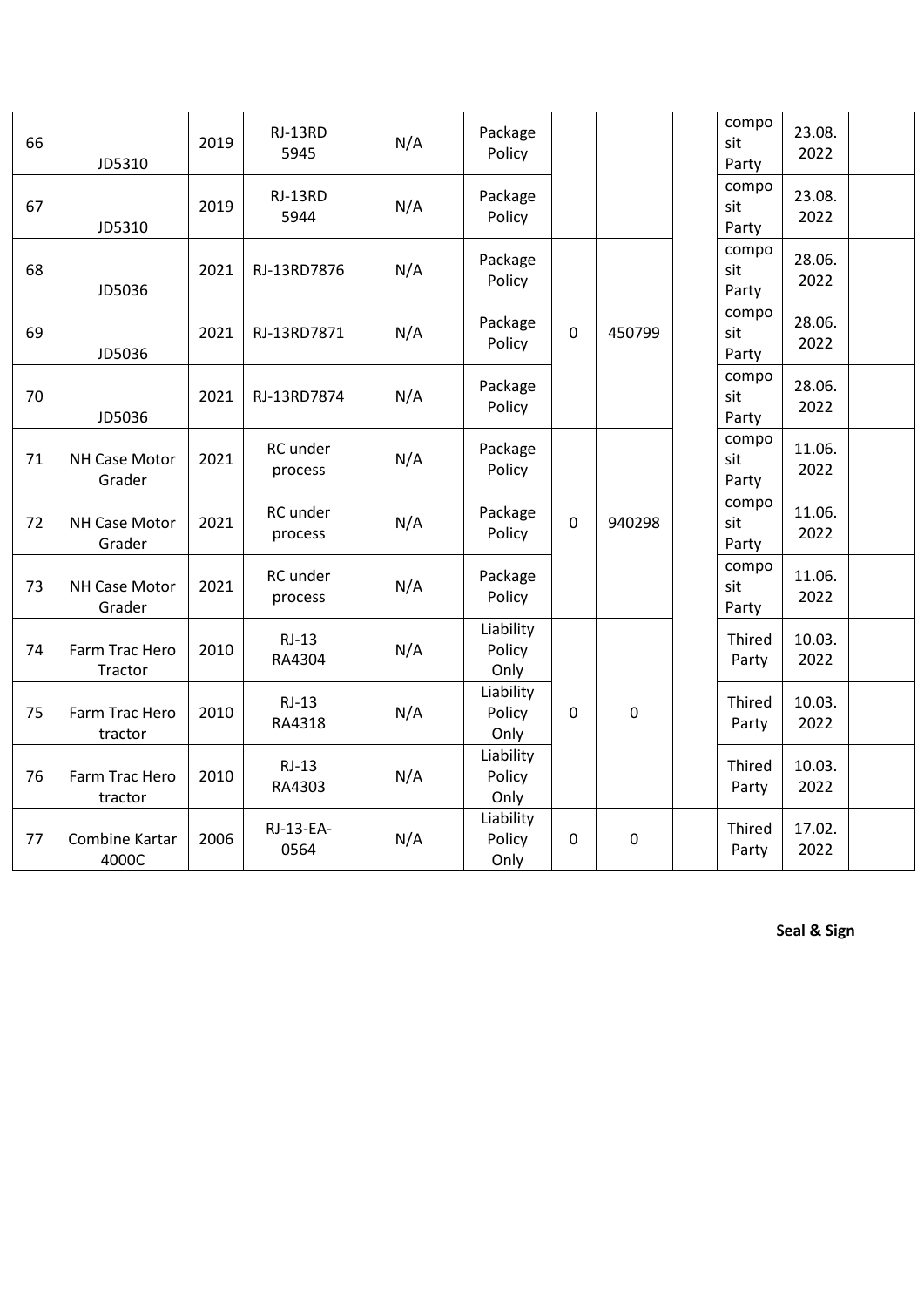| | | | | | | | | | | | |
|---|---|---|---|---|---|---|---|---|---|---|---|
| 66 | JD5310 | 2019 | RJ-13RD 5945 | N/A | Package Policy | | | | compo sit Party | 23.08. 2022 | |
| 67 | JD5310 | 2019 | RJ-13RD 5944 | N/A | Package Policy | | | | compo sit Party | 23.08. 2022 | |
| 68 | JD5036 | 2021 | RJ-13RD7876 | N/A | Package Policy | | | | compo sit Party | 28.06. 2022 | |
| 69 | JD5036 | 2021 | RJ-13RD7871 | N/A | Package Policy | 0 | 450799 | | compo sit Party | 28.06. 2022 | |
| 70 | JD5036 | 2021 | RJ-13RD7874 | N/A | Package Policy | | | | compo sit Party | 28.06. 2022 | |
| 71 | NH Case Motor Grader | 2021 | RC under process | N/A | Package Policy | | | | compo sit Party | 11.06. 2022 | |
| 72 | NH Case Motor Grader | 2021 | RC under process | N/A | Package Policy | 0 | 940298 | | compo sit Party | 11.06. 2022 | |
| 73 | NH Case Motor Grader | 2021 | RC under process | N/A | Package Policy | | | | compo sit Party | 11.06. 2022 | |
| 74 | Farm Trac Hero Tractor | 2010 | RJ-13 RA4304 | N/A | Liability Policy Only | | | | Thired Party | 10.03. 2022 | |
| 75 | Farm Trac Hero tractor | 2010 | RJ-13 RA4318 | N/A | Liability Policy Only | 0 | 0 | | Thired Party | 10.03. 2022 | |
| 76 | Farm Trac Hero tractor | 2010 | RJ-13 RA4303 | N/A | Liability Policy Only | | | | Thired Party | 10.03. 2022 | |
| 77 | Combine Kartar 4000C | 2006 | RJ-13-EA-0564 | N/A | Liability Policy Only | 0 | 0 | | Thired Party | 17.02. 2022 | |

**Seal & Sign**